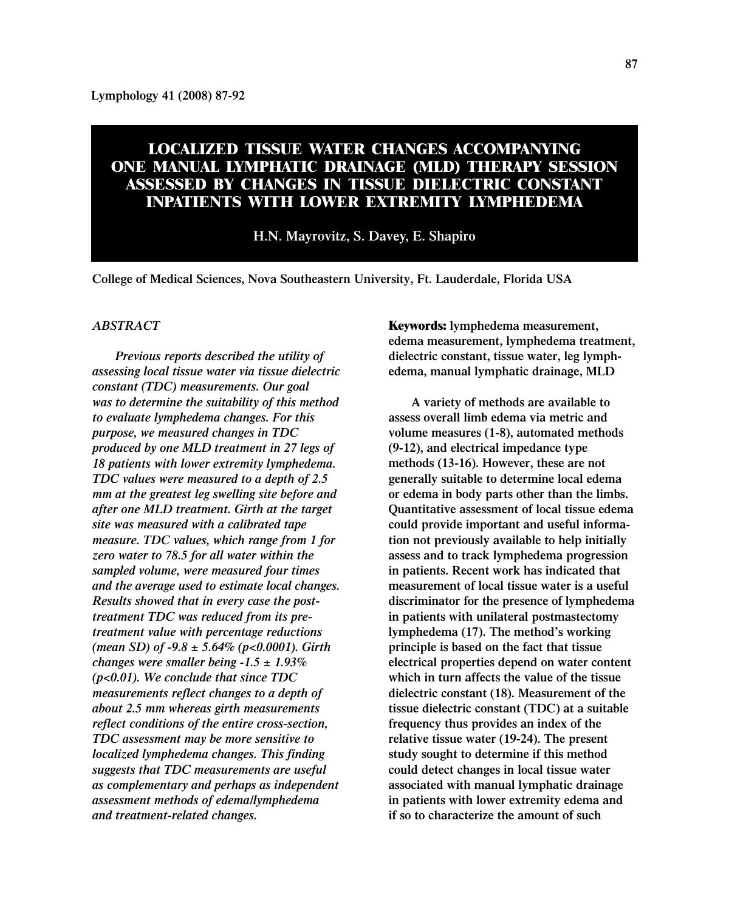# LOCALIZED TISSUE WATER CHANGES ACCOMPANYING ONE MANUAL LYMPHATIC DRAINAGE (MLD) THERAPY SESSION ASSESSED BY CHANGES IN TISSUE DIELECTRIC CONSTANT INPATIENTS WITH LOWER EXTREMITY LYMPHEDEMA

H.N. Mayrovitz, S. Davey, E. Shapiro

College of Medical Sciences, Nova Southeastern University, Ft. Lauderdale, Florida USA

## ABSTRACT

*Previous reports described the utility of assessing local tissue water via tissue dielectric constant (TDC) measurements. Our goal was to determine the suitability of this method to evaluate lymphedema changes. For this purpose, we measured changes in TDC produced by one MLD treatment in 27 legs of 18 patients with lower extremity lymphedema. TDC values were measured to a depth of 2.5 mm at the greatest leg swelling site before and after one MLD treatment. Girth at the target site was measured with a calibrated tape measure. TDC values, which range from 1 for zero water to 78.5 for all water within the sampled volume, were measured four times and the average used to estimate local changes. Results showed that in every case the post-treatment TDC was reduced from its pre-treatment value with percentage reductions (mean SD) of -9.8 ± 5.64% ($p<0.0001$). Girth changes were smaller being -1.5 ± 1.93% ($p<0.01$). We conclude that since TDC measurements reflect changes to a depth of about 2.5 mm whereas girth measurements reflect conditions of the entire cross-section, TDC assessment may be more sensitive to localized lymphedema changes. This finding suggests that TDC measurements are useful as complementary and perhaps as independent assessment methods of edema/lymphedema and treatment-related changes.*

**Keywords:** lymphedema measurement, edema measurement, lymphedema treatment, dielectric constant, tissue water, leg lymphedema, manual lymphatic drainage, MLD

A variety of methods are available to assess overall limb edema via metric and volume measures (1-8), automated methods (9-12), and electrical impedance type methods (13-16). However, these are not generally suitable to determine local edema or edema in body parts other than the limbs. Quantitative assessment of local tissue edema could provide important and useful information not previously available to help initially assess and to track lymphedema progression in patients. Recent work has indicated that measurement of local tissue water is a useful discriminator for the presence of lymphedema in patients with unilateral postmastectomy lymphedema (17). The method's working principle is based on the fact that tissue electrical properties depend on water content which in turn affects the value of the tissue dielectric constant (18). Measurement of the tissue dielectric constant (TDC) at a suitable frequency thus provides an index of the relative tissue water (19-24). The present study sought to determine if this method could detect changes in local tissue water associated with manual lymphatic drainage in patients with lower extremity edema and if so to characterize the amount of such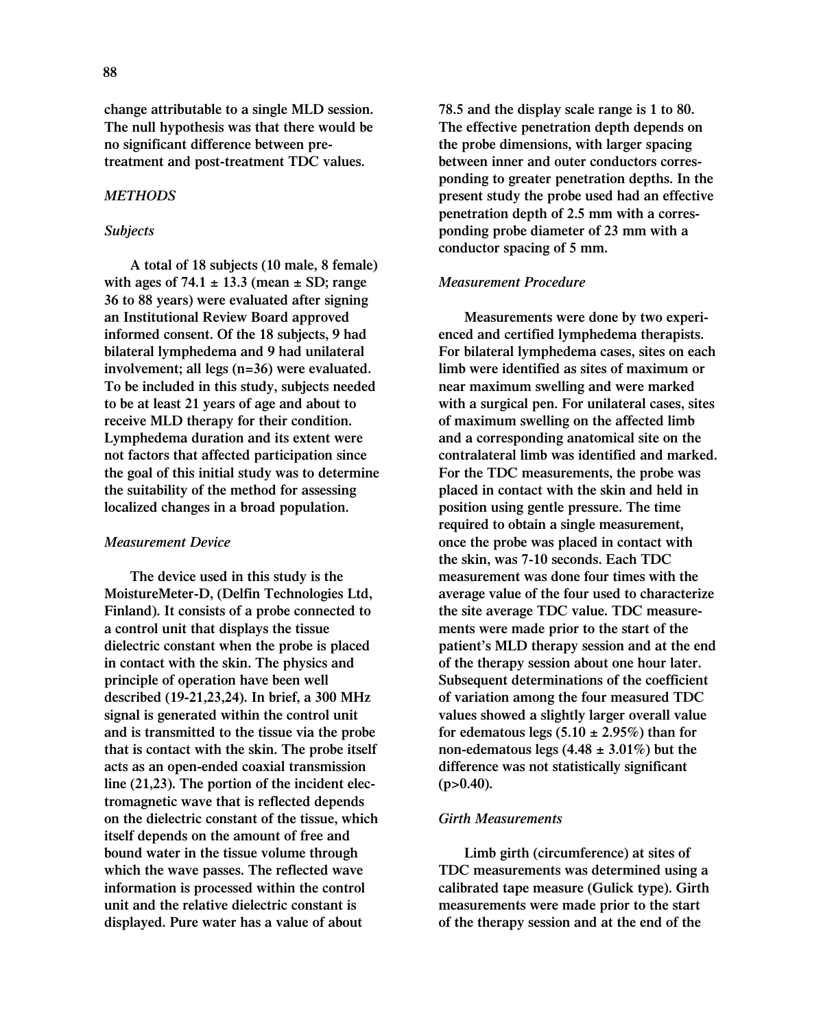change attributable to a single MLD session. The null hypothesis was that there would be no significant difference between pre-treatment and post-treatment TDC values.

## *METHODS*

### *Subjects*

A total of 18 subjects (10 male, 8 female) with ages of 74.1 ± 13.3 (mean ± SD; range 36 to 88 years) were evaluated after signing an Institutional Review Board approved informed consent. Of the 18 subjects, 9 had bilateral lymphedema and 9 had unilateral involvement; all legs (n=36) were evaluated. To be included in this study, subjects needed to be at least 21 years of age and about to receive MLD therapy for their condition. Lymphedema duration and its extent were not factors that affected participation since the goal of this initial study was to determine the suitability of the method for assessing localized changes in a broad population.

### *Measurement Device*

The device used in this study is the MoistureMeter-D, (Delfin Technologies Ltd, Finland). It consists of a probe connected to a control unit that displays the tissue dielectric constant when the probe is placed in contact with the skin. The physics and principle of operation have been well described (19-21,23,24). In brief, a 300 MHz signal is generated within the control unit and is transmitted to the tissue via the probe that is contact with the skin. The probe itself acts as an open-ended coaxial transmission line (21,23). The portion of the incident electromagnetic wave that is reflected depends on the dielectric constant of the tissue, which itself depends on the amount of free and bound water in the tissue volume through which the wave passes. The reflected wave information is processed within the control unit and the relative dielectric constant is displayed. Pure water has a value of about 78.5 and the display scale range is 1 to 80. The effective penetration depth depends on the probe dimensions, with larger spacing between inner and outer conductors corresponding to greater penetration depths. In the present study the probe used had an effective penetration depth of 2.5 mm with a corresponding probe diameter of 23 mm with a conductor spacing of 5 mm.

### *Measurement Procedure*

Measurements were done by two experienced and certified lymphedema therapists. For bilateral lymphedema cases, sites on each limb were identified as sites of maximum or near maximum swelling and were marked with a surgical pen. For unilateral cases, sites of maximum swelling on the affected limb and a corresponding anatomical site on the contralateral limb was identified and marked. For the TDC measurements, the probe was placed in contact with the skin and held in position using gentle pressure. The time required to obtain a single measurement, once the probe was placed in contact with the skin, was 7-10 seconds. Each TDC measurement was done four times with the average value of the four used to characterize the site average TDC value. TDC measurements were made prior to the start of the patient's MLD therapy session and at the end of the therapy session about one hour later. Subsequent determinations of the coefficient of variation among the four measured TDC values showed a slightly larger overall value for edematous legs (5.10 ± 2.95%) than for non-edematous legs (4.48 ± 3.01%) but the difference was not statistically significant ($p>0.40$).

### *Girth Measurements*

Limb girth (circumference) at sites of TDC measurements was determined using a calibrated tape measure (Gulick type). Girth measurements were made prior to the start of the therapy session and at the end of the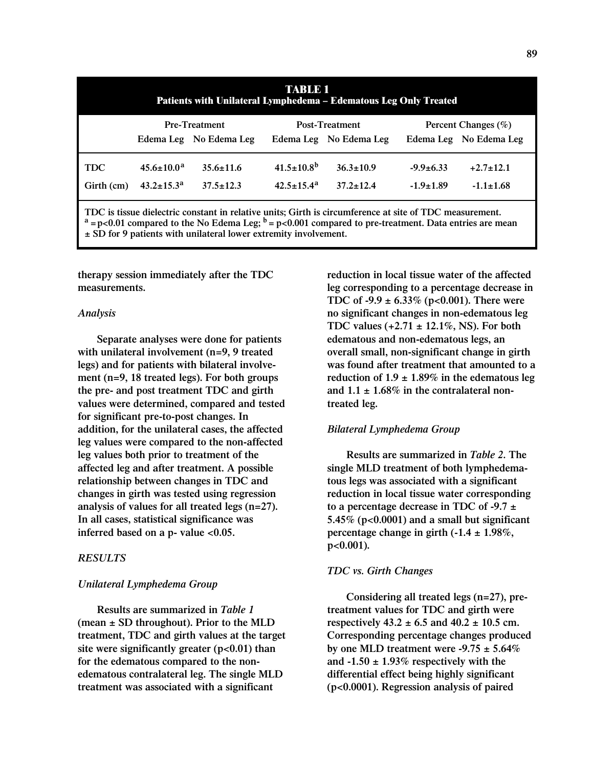**TABLE 1**
**Patients with Unilateral Lymphedema – Edematous Leg Only Treated**

| | Pre-Treatment | | Post-Treatment | | Percent Changes (%) | |
|---|---|---|---|---|---|---|
| | Edema Leg | No Edema Leg | Edema Leg | No Edema Leg | Edema Leg | No Edema Leg |
| TDC | 45.6±10.0[a] | 35.6±11.6 | 41.5±10.8[b] | 36.3±10.9 | -9.9±6.33 | +2.7±12.1 |
| Girth (cm) | 43.2±15.3[a] | 37.5±12.3 | 42.5±15.4[a] | 37.2±12.4 | -1.9±1.89 | -1.1±1.68 |

TDC is tissue dielectric constant in relative units; Girth is circumference at site of TDC measurement. [a] = $p<0.01$ compared to the No Edema Leg; [b] = $p<0.001$ compared to pre-treatment. Data entries are mean ± SD for 9 patients with unilateral lower extremity involvement.

therapy session immediately after the TDC measurements.

*Analysis*

Separate analyses were done for patients with unilateral involvement (n=9, 9 treated legs) and for patients with bilateral involvement (n=9, 18 treated legs). For both groups the pre- and post treatment TDC and girth values were determined, compared and tested for significant pre-to-post changes. In addition, for the unilateral cases, the affected leg values were compared to the non-affected leg values both prior to treatment of the affected leg and after treatment. A possible relationship between changes in TDC and changes in girth was tested using regression analysis of values for all treated legs (n=27). In all cases, statistical significance was inferred based on a p- value <0.05.

## *RESULTS*

### *Unilateral Lymphedema Group*

Results are summarized in *Table 1* (mean ± SD throughout). Prior to the MLD treatment, TDC and girth values at the target site were significantly greater ($p<0.01$) than for the edematous compared to the non-edematous contralateral leg. The single MLD treatment was associated with a significant reduction in local tissue water of the affected leg corresponding to a percentage decrease in TDC of -9.9 ± 6.33% ($p<0.001$). There were no significant changes in non-edematous leg TDC values (+2.71 ± 12.1%, NS). For both edematous and non-edematous legs, an overall small, non-significant change in girth was found after treatment that amounted to a reduction of 1.9 ± 1.89% in the edematous leg and 1.1 ± 1.68% in the contralateral non-treated leg.

### *Bilateral Lymphedema Group*

Results are summarized in *Table 2*. The single MLD treatment of both lymphedematous legs was associated with a significant reduction in local tissue water corresponding to a percentage decrease in TDC of -9.7 ± 5.45% ($p<0.0001$) and a small but significant percentage change in girth (-1.4 ± 1.98%, $p<0.001$).

### *TDC vs. Girth Changes*

Considering all treated legs (n=27), pre-treatment values for TDC and girth were respectively 43.2 ± 6.5 and 40.2 ± 10.5 cm. Corresponding percentage changes produced by one MLD treatment were -9.75 ± 5.64% and -1.50 ± 1.93% respectively with the differential effect being highly significant ($p<0.0001$). Regression analysis of paired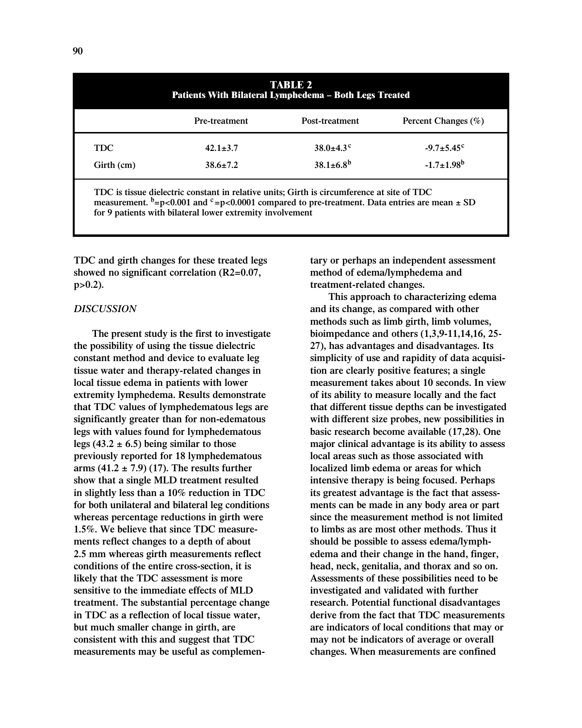**TABLE 2**
**Patients With Bilateral Lymphedema – Both Legs Treated**

| | Pre-treatment | Post-treatment | Percent Changes (%) |
|---|---|---|---|
| TDC | 42.1±3.7 | 38.0±4.3[c] | -9.7±5.45[c] |
| Girth (cm) | 38.6±7.2 | 38.1±6.8[b] | -1.7±1.98[b] |

TDC is tissue dielectric constant in relative units; Girth is circumference at site of TDC measurement. [b]=$p<0.001$ and [c]=$p<0.0001$ compared to pre-treatment. Data entries are mean ± SD for 9 patients with bilateral lower extremity involvement

TDC and girth changes for these treated legs showed no significant correlation ($R^2=0.07$, $p>0.2$).

### *DISCUSSION*

The present study is the first to investigate the possibility of using the tissue dielectric constant method and device to evaluate leg tissue water and therapy-related changes in local tissue edema in patients with lower extremity lymphedema. Results demonstrate that TDC values of lymphedematous legs are significantly greater than for non-edematous legs with values found for lymphedematous legs (43.2 ± 6.5) being similar to those previously reported for 18 lymphedematous arms (41.2 ± 7.9) (17). The results further show that a single MLD treatment resulted in slightly less than a 10% reduction in TDC for both unilateral and bilateral leg conditions whereas percentage reductions in girth were 1.5%. We believe that since TDC measurements reflect changes to a depth of about 2.5 mm whereas girth measurements reflect conditions of the entire cross-section, it is likely that the TDC assessment is more sensitive to the immediate effects of MLD treatment. The substantial percentage change in TDC as a reflection of local tissue water, but much smaller change in girth, are consistent with this and suggest that TDC measurements may be useful as complementary or perhaps an independent assessment method of edema/lymphedema and treatment-related changes.

This approach to characterizing edema and its change, as compared with other methods such as limb girth, limb volumes, bioimpedance and others (1,3,9-11,14,16, 25-27), has advantages and disadvantages. Its simplicity of use and rapidity of data acquisition are clearly positive features; a single measurement takes about 10 seconds. In view of its ability to measure locally and the fact that different tissue depths can be investigated with different size probes, new possibilities in basic research become available (17,28). One major clinical advantage is its ability to assess local areas such as those associated with localized limb edema or areas for which intensive therapy is being focused. Perhaps its greatest advantage is the fact that assessments can be made in any body area or part since the measurement method is not limited to limbs as are most other methods. Thus it should be possible to assess edema/lymphedema and their change in the hand, finger, head, neck, genitalia, and thorax and so on. Assessments of these possibilities need to be investigated and validated with further research. Potential functional disadvantages derive from the fact that TDC measurements are indicators of local conditions that may or may not be indicators of average or overall changes. When measurements are confined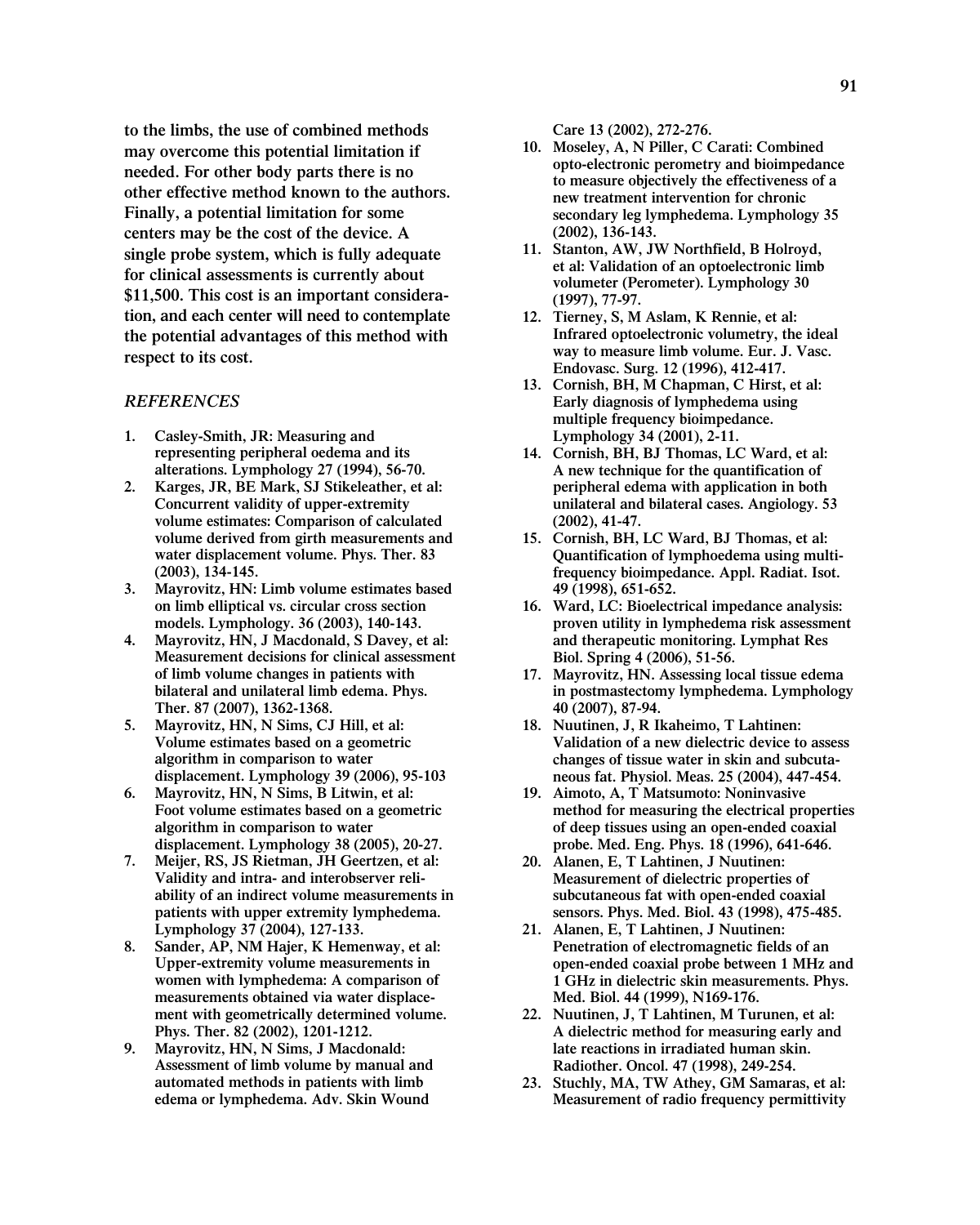to the limbs, the use of combined methods may overcome this potential limitation if needed. For other body parts there is no other effective method known to the authors. Finally, a potential limitation for some centers may be the cost of the device. A single probe system, which is fully adequate for clinical assessments is currently about $11,500. This cost is an important consideration, and each center will need to contemplate the potential advantages of this method with respect to its cost.

## *REFERENCES*

1. Casley-Smith, JR: Measuring and representing peripheral oedema and its alterations. Lymphology 27 (1994), 56-70.
2. Karges, JR, BE Mark, SJ Stikeleather, et al: Concurrent validity of upper-extremity volume estimates: Comparison of calculated volume derived from girth measurements and water displacement volume. Phys. Ther. 83 (2003), 134-145.
3. Mayrovitz, HN: Limb volume estimates based on limb elliptical vs. circular cross section models. Lymphology. 36 (2003), 140-143.
4. Mayrovitz, HN, J Macdonald, S Davey, et al: Measurement decisions for clinical assessment of limb volume changes in patients with bilateral and unilateral limb edema. Phys. Ther. 87 (2007), 1362-1368.
5. Mayrovitz, HN, N Sims, CJ Hill, et al: Volume estimates based on a geometric algorithm in comparison to water displacement. Lymphology 39 (2006), 95-103
6. Mayrovitz, HN, N Sims, B Litwin, et al: Foot volume estimates based on a geometric algorithm in comparison to water displacement. Lymphology 38 (2005), 20-27.
7. Meijer, RS, JS Rietman, JH Geertzen, et al: Validity and intra- and interobserver reliability of an indirect volume measurements in patients with upper extremity lymphedema. Lymphology 37 (2004), 127-133.
8. Sander, AP, NM Hajer, K Hemenway, et al: Upper-extremity volume measurements in women with lymphedema: A comparison of measurements obtained via water displacement with geometrically determined volume. Phys. Ther. 82 (2002), 1201-1212.
9. Mayrovitz, HN, N Sims, J Macdonald: Assessment of limb volume by manual and automated methods in patients with limb edema or lymphedema. Adv. Skin Wound Care 13 (2002), 272-276.
10. Moseley, A, N Piller, C Carati: Combined opto-electronic perometry and bioimpedance to measure objectively the effectiveness of a new treatment intervention for chronic secondary leg lymphedema. Lymphology 35 (2002), 136-143.
11. Stanton, AW, JW Northfield, B Holroyd, et al: Validation of an optoelectronic limb volumeter (Perometer). Lymphology 30 (1997), 77-97.
12. Tierney, S, M Aslam, K Rennie, et al: Infrared optoelectronic volumetry, the ideal way to measure limb volume. Eur. J. Vasc. Endovasc. Surg. 12 (1996), 412-417.
13. Cornish, BH, M Chapman, C Hirst, et al: Early diagnosis of lymphedema using multiple frequency bioimpedance. Lymphology 34 (2001), 2-11.
14. Cornish, BH, BJ Thomas, LC Ward, et al: A new technique for the quantification of peripheral edema with application in both unilateral and bilateral cases. Angiology. 53 (2002), 41-47.
15. Cornish, BH, LC Ward, BJ Thomas, et al: Quantification of lymphoedema using multi-frequency bioimpedance. Appl. Radiat. Isot. 49 (1998), 651-652.
16. Ward, LC: Bioelectrical impedance analysis: proven utility in lymphedema risk assessment and therapeutic monitoring. Lymphat Res Biol. Spring 4 (2006), 51-56.
17. Mayrovitz, HN. Assessing local tissue edema in postmastectomy lymphedema. Lymphology 40 (2007), 87-94.
18. Nuutinen, J, R Ikaheimo, T Lahtinen: Validation of a new dielectric device to assess changes of tissue water in skin and subcutaneous fat. Physiol. Meas. 25 (2004), 447-454.
19. Aimoto, A, T Matsumoto: Noninvasive method for measuring the electrical properties of deep tissues using an open-ended coaxial probe. Med. Eng. Phys. 18 (1996), 641-646.
20. Alanen, E, T Lahtinen, J Nuutinen: Measurement of dielectric properties of subcutaneous fat with open-ended coaxial sensors. Phys. Med. Biol. 43 (1998), 475-485.
21. Alanen, E, T Lahtinen, J Nuutinen: Penetration of electromagnetic fields of an open-ended coaxial probe between 1 MHz and 1 GHz in dielectric skin measurements. Phys. Med. Biol. 44 (1999), N169-176.
22. Nuutinen, J, T Lahtinen, M Turunen, et al: A dielectric method for measuring early and late reactions in irradiated human skin. Radiother. Oncol. 47 (1998), 249-254.
23. Stuchly, MA, TW Athey, GM Samaras, et al: Measurement of radio frequency permittivity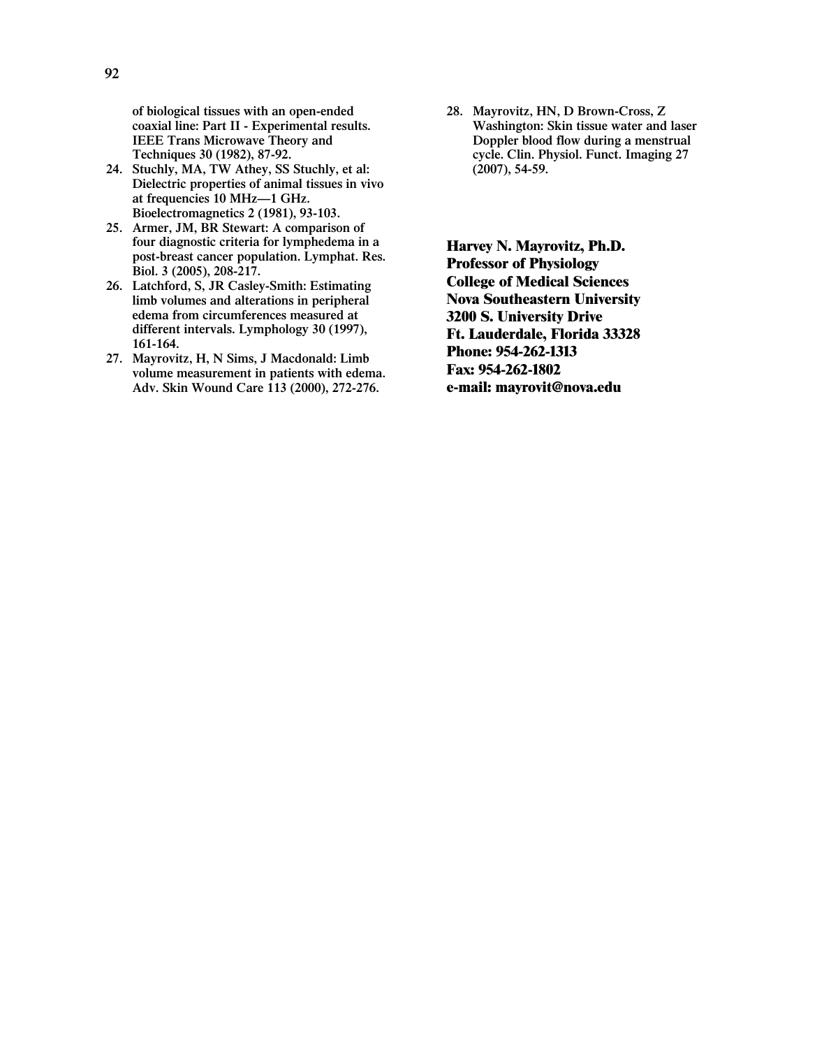of biological tissues with an open-ended coaxial line: Part II - Experimental results. IEEE Trans Microwave Theory and Techniques 30 (1982), 87-92.

24. Stuchly, MA, TW Athey, SS Stuchly, et al: Dielectric properties of animal tissues in vivo at frequencies 10 MHz—1 GHz. Bioelectromagnetics 2 (1981), 93-103.
25. Armer, JM, BR Stewart: A comparison of four diagnostic criteria for lymphedema in a post-breast cancer population. Lymphat. Res. Biol. 3 (2005), 208-217.
26. Latchford, S, JR Casley-Smith: Estimating limb volumes and alterations in peripheral edema from circumferences measured at different intervals. Lymphology 30 (1997), 161-164.
27. Mayrovitz, H, N Sims, J Macdonald: Limb volume measurement in patients with edema. Adv. Skin Wound Care 113 (2000), 272-276.
28. Mayrovitz, HN, D Brown-Cross, Z Washington: Skin tissue water and laser Doppler blood flow during a menstrual cycle. Clin. Physiol. Funct. Imaging 27 (2007), 54-59.

**Harvey N. Mayrovitz, Ph.D.**
**Professor of Physiology**
**College of Medical Sciences**
**Nova Southeastern University**
**3200 S. University Drive**
**Ft. Lauderdale, Florida 33328**
**Phone: 954-262-1313**
**Fax: 954-262-1802**
**e-mail: mayrovit@nova.edu**